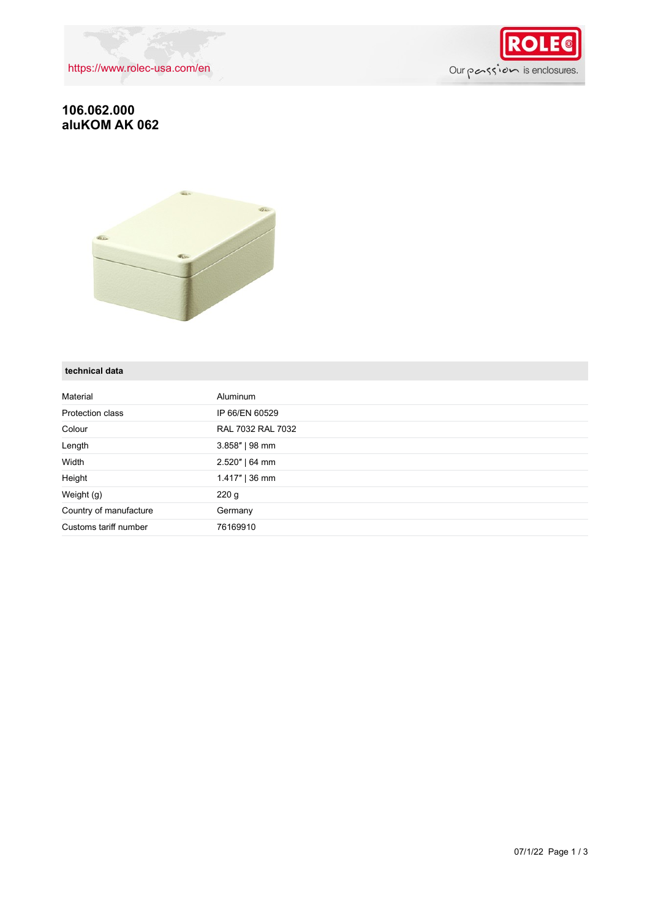https://www.rolec-usa.com/en

Our passion is enclosures.

# 106.062.000
# aluKOM AK 062

## technical data

| | |
|---|---|
| Material | Aluminum |
| Protection class | IP 66/EN 60529 |
| Colour | RAL 7032 RAL 7032 |
| Length | 3.858″ \| 98 mm |
| Width | 2.520″ \| 64 mm |
| Height | 1.417″ \| 36 mm |
| Weight (g) | 220 g |
| Country of manufacture | Germany |
| Customs tariff number | 76169910 |

07/1/22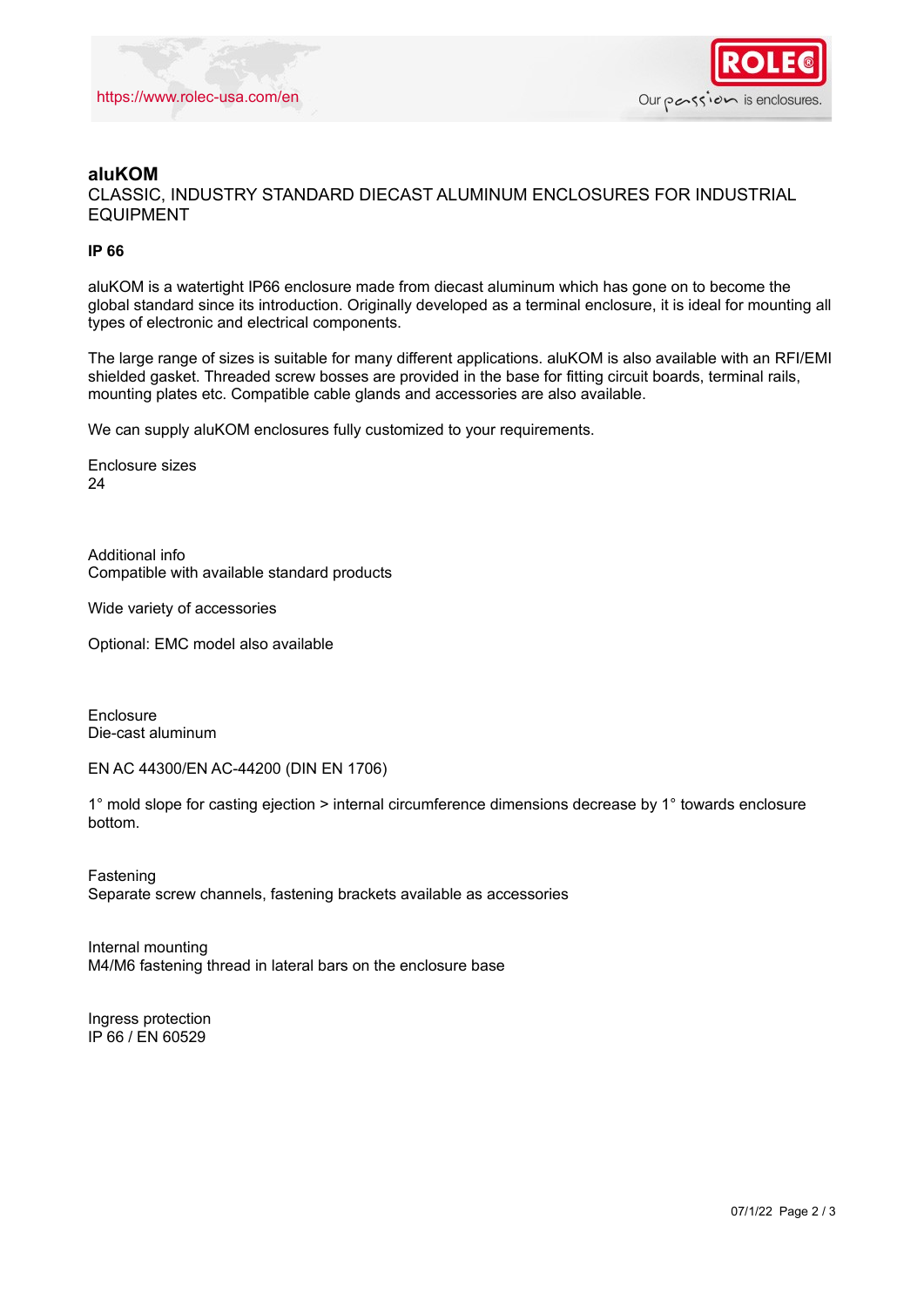# aluKOM

CLASSIC, INDUSTRY STANDARD DIECAST ALUMINUM ENCLOSURES FOR INDUSTRIAL EQUIPMENT

**IP 66**

aluKOM is a watertight IP66 enclosure made from diecast aluminum which has gone on to become the global standard since its introduction. Originally developed as a terminal enclosure, it is ideal for mounting all types of electronic and electrical components.

The large range of sizes is suitable for many different applications. aluKOM is also available with an RFI/EMI shielded gasket. Threaded screw bosses are provided in the base for fitting circuit boards, terminal rails, mounting plates etc. Compatible cable glands and accessories are also available.

We can supply aluKOM enclosures fully customized to your requirements.

Enclosure sizes
24

Additional info
Compatible with available standard products

Wide variety of accessories

Optional: EMC model also available

Enclosure
Die-cast aluminum

EN AC 44300/EN AC-44200 (DIN EN 1706)

1° mold slope for casting ejection > internal circumference dimensions decrease by 1° towards enclosure bottom.

Fastening
Separate screw channels, fastening brackets available as accessories

Internal mounting
M4/M6 fastening thread in lateral bars on the enclosure base

Ingress protection
IP 66 / EN 60529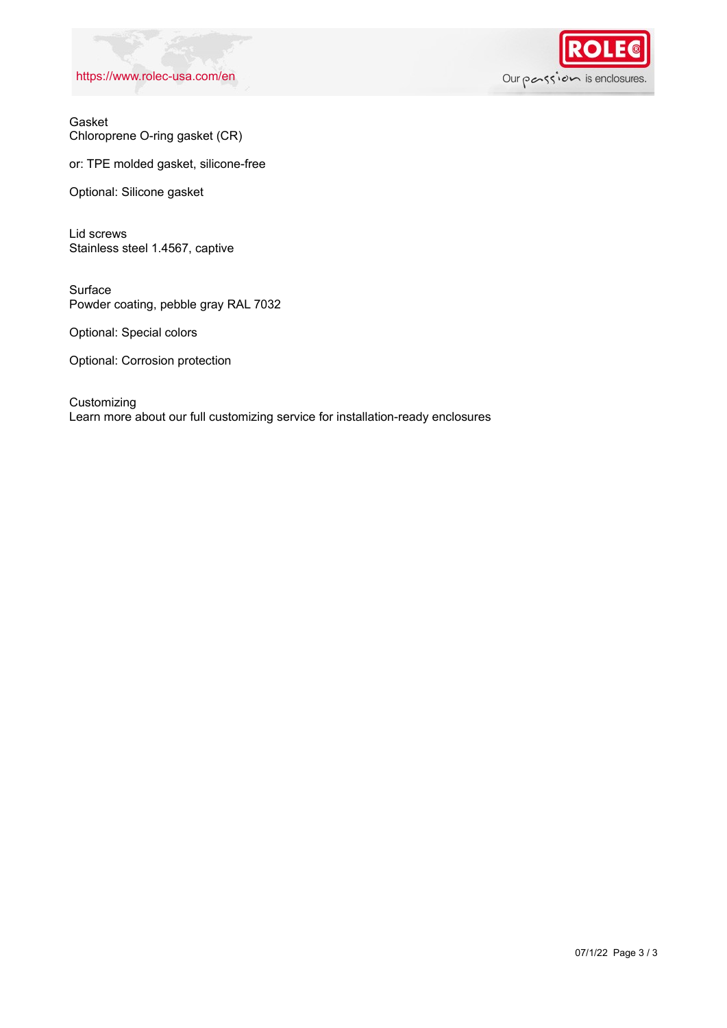Gasket
Chloroprene O-ring gasket (CR)

or: TPE molded gasket, silicone-free

Optional: Silicone gasket

Lid screws
Stainless steel 1.4567, captive

Surface
Powder coating, pebble gray RAL 7032

Optional: Special colors

Optional: Corrosion protection

Customizing
Learn more about our full customizing service for installation-ready enclosures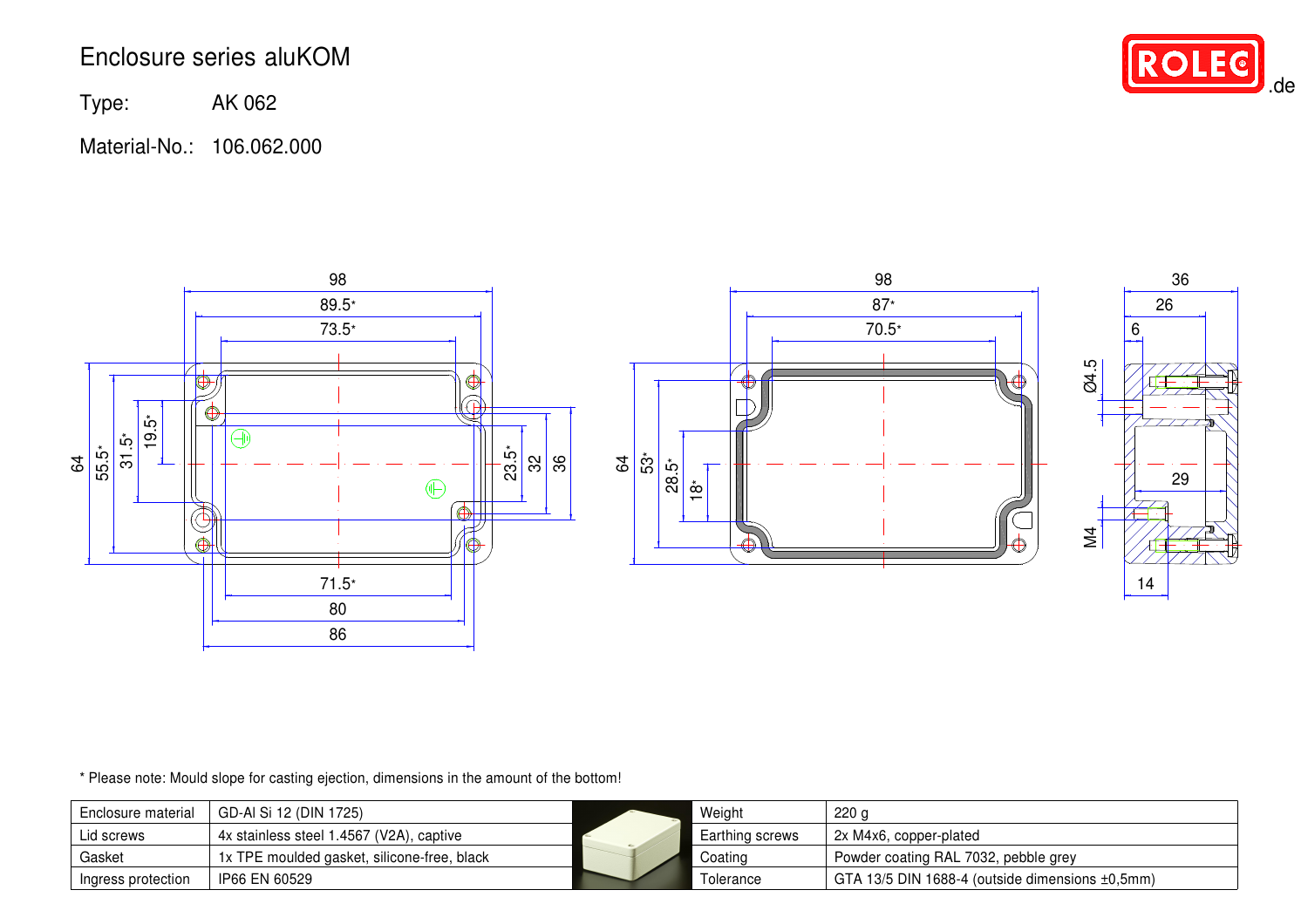# Enclosure series aluKOM

Type: AK 062

Material-No.: 106.062.000

98
89.5*
73.5*
64
55.5*
31.5*
19.5*
23.5*
32
36
71.5*
80
86

98
87*
70.5*
64
53*
28.5*
18*

36
26
6
Ø4.5
29
M4
14

\* Please note: Mould slope for casting ejection, dimensions in the amount of the bottom!

| | | | |
|---|---|---|---|
| Enclosure material | GD-Al Si 12 (DIN 1725) | Weight | 220 g |
| Lid screws | 4x stainless steel 1.4567 (V2A), captive | Earthing screws | 2x M4x6, copper-plated |
| Gasket | 1x TPE moulded gasket, silicone-free, black | Coating | Powder coating RAL 7032, pebble grey |
| Ingress protection | IP66 EN 60529 | Tolerance | GTA 13/5 DIN 1688-4 (outside dimensions ±0,5mm) |